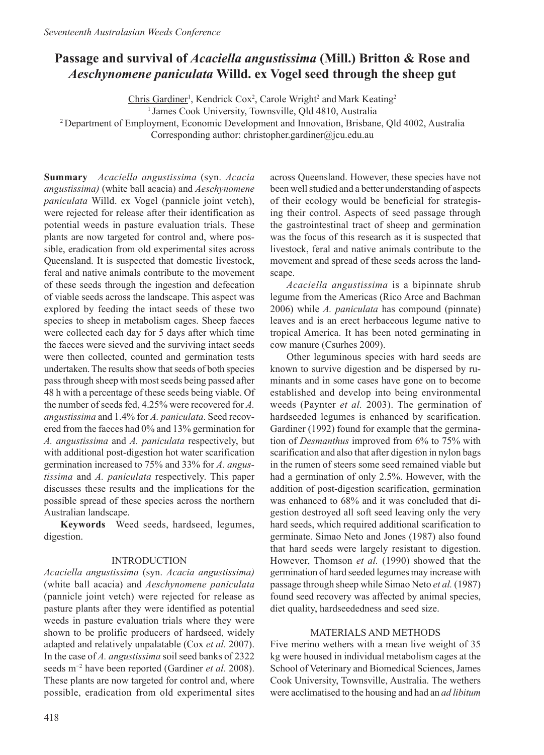# Passage and survival of *Acaciella angustissima* (Mill.) Britton & Rose and *Aeschynomene paniculata* Willd. ex Vogel seed through the sheep gut

Chris Gardiner[1], Kendrick Cox[2], Carole Wright[2] and Mark Keating[2]

[1] James Cook University, Townsville, Qld 4810, Australia

[2] Department of Employment, Economic Development and Innovation, Brisbane, Qld 4002, Australia

Corresponding author: christopher.gardiner@jcu.edu.au

**Summary** *Acaciella angustissima* (syn. *Acacia angustissima)* (white ball acacia) and *Aeschynomene paniculata* Willd. ex Vogel (pannicle joint vetch), were rejected for release after their identification as potential weeds in pasture evaluation trials. These plants are now targeted for control and, where possible, eradication from old experimental sites across Queensland. It is suspected that domestic livestock, feral and native animals contribute to the movement of these seeds through the ingestion and defecation of viable seeds across the landscape. This aspect was explored by feeding the intact seeds of these two species to sheep in metabolism cages. Sheep faeces were collected each day for 5 days after which time the faeces were sieved and the surviving intact seeds were then collected, counted and germination tests undertaken. The results show that seeds of both species pass through sheep with most seeds being passed after 48 h with a percentage of these seeds being viable. Of the number of seeds fed, 4.25% were recovered for *A. angustissima* and 1.4% for *A. paniculata*. Seed recovered from the faeces had 0% and 13% germination for *A. angustissima* and *A. paniculata* respectively, but with additional post-digestion hot water scarification germination increased to 75% and 33% for *A. angustissima* and *A. paniculata* respectively. This paper discusses these results and the implications for the possible spread of these species across the northern Australian landscape.

**Keywords** Weed seeds, hardseed, legumes, digestion.

## INTRODUCTION

*Acaciella angustissima* (syn. *Acacia angustissima)* (white ball acacia) and *Aeschynomene paniculata* (pannicle joint vetch) were rejected for release as pasture plants after they were identified as potential weeds in pasture evaluation trials where they were shown to be prolific producers of hardseed, widely adapted and relatively unpalatable (Cox *et al.* 2007). In the case of *A. angustissima* soil seed banks of 2322 seeds $m^{-2}$ have been reported (Gardiner *et al.* 2008). These plants are now targeted for control and, where possible, eradication from old experimental sites across Queensland. However, these species have not been well studied and a better understanding of aspects of their ecology would be beneficial for strategising their control. Aspects of seed passage through the gastrointestinal tract of sheep and germination was the focus of this research as it is suspected that livestock, feral and native animals contribute to the movement and spread of these seeds across the landscape.

*Acaciella angustissima* is a bipinnate shrub legume from the Americas (Rico Arce and Bachman 2006) while *A. paniculata* has compound (pinnate) leaves and is an erect herbaceous legume native to tropical America. It has been noted germinating in cow manure (Csurhes 2009).

Other leguminous species with hard seeds are known to survive digestion and be dispersed by ruminants and in some cases have gone on to become established and develop into being environmental weeds (Paynter *et al.* 2003). The germination of hardseeded legumes is enhanced by scarification. Gardiner (1992) found for example that the germination of *Desmanthus* improved from 6% to 75% with scarification and also that after digestion in nylon bags in the rumen of steers some seed remained viable but had a germination of only 2.5%. However, with the addition of post-digestion scarification, germination was enhanced to 68% and it was concluded that digestion destroyed all soft seed leaving only the very hard seeds, which required additional scarification to germinate. Simao Neto and Jones (1987) also found that hard seeds were largely resistant to digestion. However, Thomson *et al.* (1990) showed that the germination of hard seeded legumes may increase with passage through sheep while Simao Neto *et al.* (1987) found seed recovery was affected by animal species, diet quality, hardseededness and seed size.

## MATERIALS AND METHODS

Five merino wethers with a mean live weight of 35 kg were housed in individual metabolism cages at the School of Veterinary and Biomedical Sciences, James Cook University, Townsville, Australia. The wethers were acclimatised to the housing and had an *ad libitum*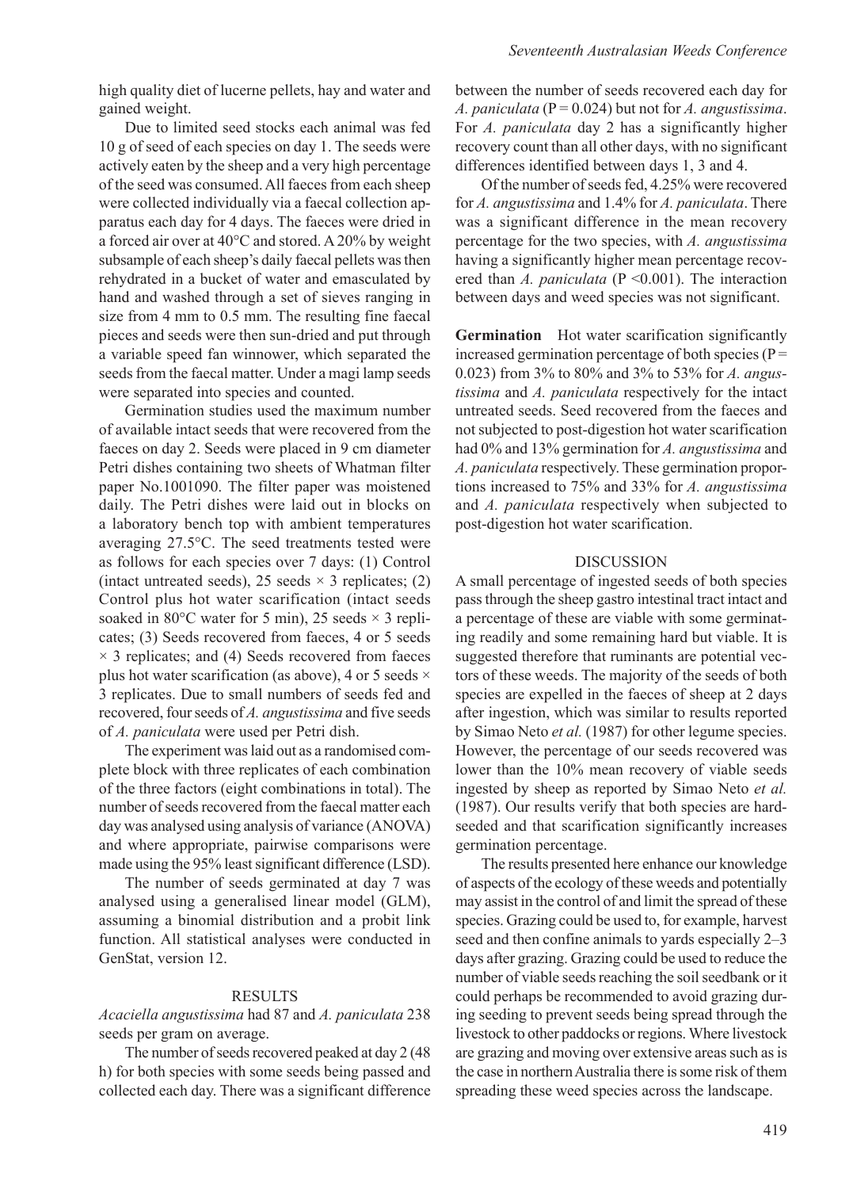high quality diet of lucerne pellets, hay and water and gained weight.

Due to limited seed stocks each animal was fed 10 g of seed of each species on day 1. The seeds were actively eaten by the sheep and a very high percentage of the seed was consumed. All faeces from each sheep were collected individually via a faecal collection apparatus each day for 4 days. The faeces were dried in a forced air over at 40°C and stored. A 20% by weight subsample of each sheep's daily faecal pellets was then rehydrated in a bucket of water and emasculated by hand and washed through a set of sieves ranging in size from 4 mm to 0.5 mm. The resulting fine faecal pieces and seeds were then sun-dried and put through a variable speed fan winnower, which separated the seeds from the faecal matter. Under a magi lamp seeds were separated into species and counted.

Germination studies used the maximum number of available intact seeds that were recovered from the faeces on day 2. Seeds were placed in 9 cm diameter Petri dishes containing two sheets of Whatman filter paper No.1001090. The filter paper was moistened daily. The Petri dishes were laid out in blocks on a laboratory bench top with ambient temperatures averaging 27.5°C. The seed treatments tested were as follows for each species over 7 days: (1) Control (intact untreated seeds), 25 seeds × 3 replicates; (2) Control plus hot water scarification (intact seeds soaked in 80°C water for 5 min), 25 seeds × 3 replicates; (3) Seeds recovered from faeces, 4 or 5 seeds × 3 replicates; and (4) Seeds recovered from faeces plus hot water scarification (as above), 4 or 5 seeds × 3 replicates. Due to small numbers of seeds fed and recovered, four seeds of *A. angustissima* and five seeds of *A. paniculata* were used per Petri dish.

The experiment was laid out as a randomised complete block with three replicates of each combination of the three factors (eight combinations in total). The number of seeds recovered from the faecal matter each day was analysed using analysis of variance (ANOVA) and where appropriate, pairwise comparisons were made using the 95% least significant difference (LSD).

The number of seeds germinated at day 7 was analysed using a generalised linear model (GLM), assuming a binomial distribution and a probit link function. All statistical analyses were conducted in GenStat, version 12.

## RESULTS

*Acaciella angustissima* had 87 and *A. paniculata* 238 seeds per gram on average.

The number of seeds recovered peaked at day 2 (48 h) for both species with some seeds being passed and collected each day. There was a significant difference between the number of seeds recovered each day for *A. paniculata* (P = 0.024) but not for *A. angustissima*. For *A. paniculata* day 2 has a significantly higher recovery count than all other days, with no significant differences identified between days 1, 3 and 4.

Of the number of seeds fed, 4.25% were recovered for *A. angustissima* and 1.4% for *A. paniculata*. There was a significant difference in the mean recovery percentage for the two species, with *A. angustissima* having a significantly higher mean percentage recovered than *A. paniculata* (P <0.001). The interaction between days and weed species was not significant.

**Germination** Hot water scarification significantly increased germination percentage of both species (P = 0.023) from 3% to 80% and 3% to 53% for *A. angustissima* and *A. paniculata* respectively for the intact untreated seeds. Seed recovered from the faeces and not subjected to post-digestion hot water scarification had 0% and 13% germination for *A. angustissima* and *A. paniculata* respectively. These germination proportions increased to 75% and 33% for *A. angustissima* and *A. paniculata* respectively when subjected to post-digestion hot water scarification.

## DISCUSSION

A small percentage of ingested seeds of both species pass through the sheep gastro intestinal tract intact and a percentage of these are viable with some germinating readily and some remaining hard but viable. It is suggested therefore that ruminants are potential vectors of these weeds. The majority of the seeds of both species are expelled in the faeces of sheep at 2 days after ingestion, which was similar to results reported by Simao Neto *et al.* (1987) for other legume species. However, the percentage of our seeds recovered was lower than the 10% mean recovery of viable seeds ingested by sheep as reported by Simao Neto *et al.* (1987). Our results verify that both species are hard-seeded and that scarification significantly increases germination percentage.

The results presented here enhance our knowledge of aspects of the ecology of these weeds and potentially may assist in the control of and limit the spread of these species. Grazing could be used to, for example, harvest seed and then confine animals to yards especially 2–3 days after grazing. Grazing could be used to reduce the number of viable seeds reaching the soil seedbank or it could perhaps be recommended to avoid grazing during seeding to prevent seeds being spread through the livestock to other paddocks or regions. Where livestock are grazing and moving over extensive areas such as is the case in northern Australia there is some risk of them spreading these weed species across the landscape.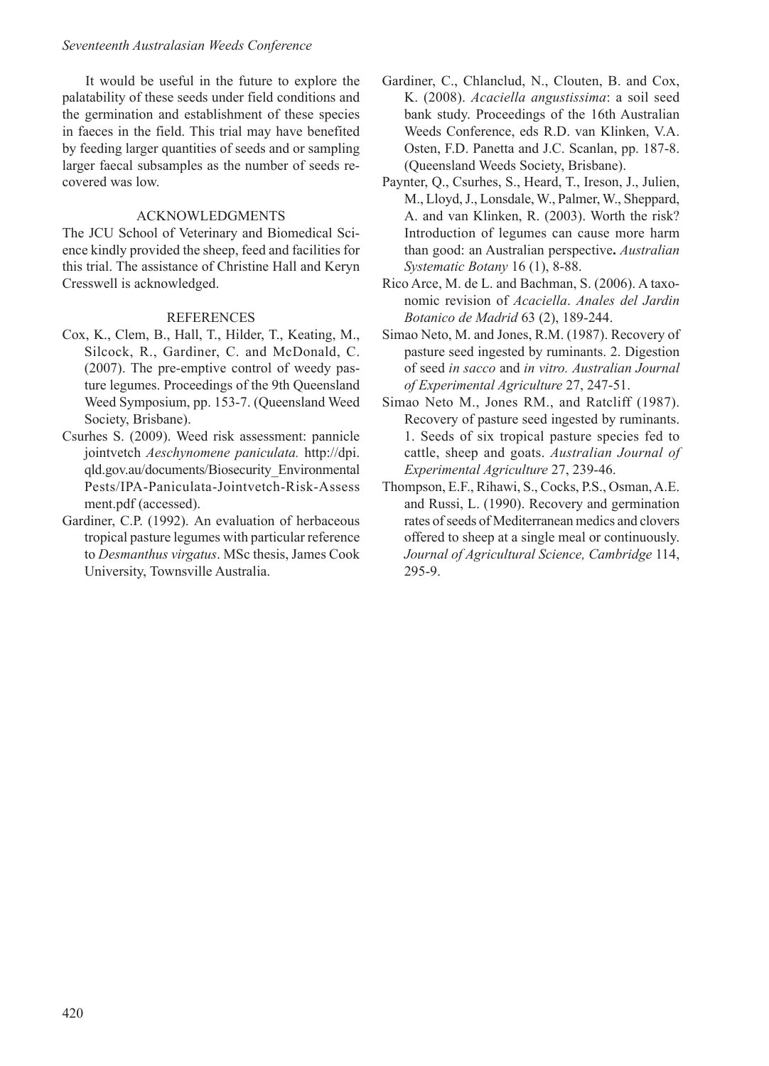It would be useful in the future to explore the palatability of these seeds under field conditions and the germination and establishment of these species in faeces in the field. This trial may have benefited by feeding larger quantities of seeds and or sampling larger faecal subsamples as the number of seeds recovered was low.

## ACKNOWLEDGMENTS

The JCU School of Veterinary and Biomedical Science kindly provided the sheep, feed and facilities for this trial. The assistance of Christine Hall and Keryn Cresswell is acknowledged.

## REFERENCES

Cox, K., Clem, B., Hall, T., Hilder, T., Keating, M., Silcock, R., Gardiner, C. and McDonald, C. (2007). The pre-emptive control of weedy pasture legumes. Proceedings of the 9th Queensland Weed Symposium, pp. 153-7. (Queensland Weed Society, Brisbane).

Csurhes S. (2009). Weed risk assessment: pannicle jointvetch *Aeschynomene paniculata.* http://dpi.qld.gov.au/documents/Biosecurity_Environmental Pests/IPA-Paniculata-Jointvetch-Risk-Assessment.pdf (accessed).

Gardiner, C.P. (1992). An evaluation of herbaceous tropical pasture legumes with particular reference to *Desmanthus virgatus*. MSc thesis, James Cook University, Townsville Australia.

Gardiner, C., Chlanclud, N., Clouten, B. and Cox, K. (2008). *Acaciella angustissima*: a soil seed bank study. Proceedings of the 16th Australian Weeds Conference, eds R.D. van Klinken, V.A. Osten, F.D. Panetta and J.C. Scanlan, pp. 187-8. (Queensland Weeds Society, Brisbane).

Paynter, Q., Csurhes, S., Heard, T., Ireson, J., Julien, M., Lloyd, J., Lonsdale, W., Palmer, W., Sheppard, A. and van Klinken, R. (2003). Worth the risk? Introduction of legumes can cause more harm than good: an Australian perspective**.** *Australian Systematic Botany* 16 (1), 8-88.

Rico Arce, M. de L. and Bachman, S. (2006). A taxonomic revision of *Acaciella*. *Anales del Jardin Botanico de Madrid* 63 (2), 189-244.

Simao Neto, M. and Jones, R.M. (1987). Recovery of pasture seed ingested by ruminants. 2. Digestion of seed *in sacco* and *in vitro. Australian Journal of Experimental Agriculture* 27, 247-51.

Simao Neto M., Jones RM., and Ratcliff (1987). Recovery of pasture seed ingested by ruminants. 1. Seeds of six tropical pasture species fed to cattle, sheep and goats. *Australian Journal of Experimental Agriculture* 27, 239-46.

Thompson, E.F., Rihawi, S., Cocks, P.S., Osman, A.E. and Russi, L. (1990). Recovery and germination rates of seeds of Mediterranean medics and clovers offered to sheep at a single meal or continuously. *Journal of Agricultural Science, Cambridge* 114, 295-9.